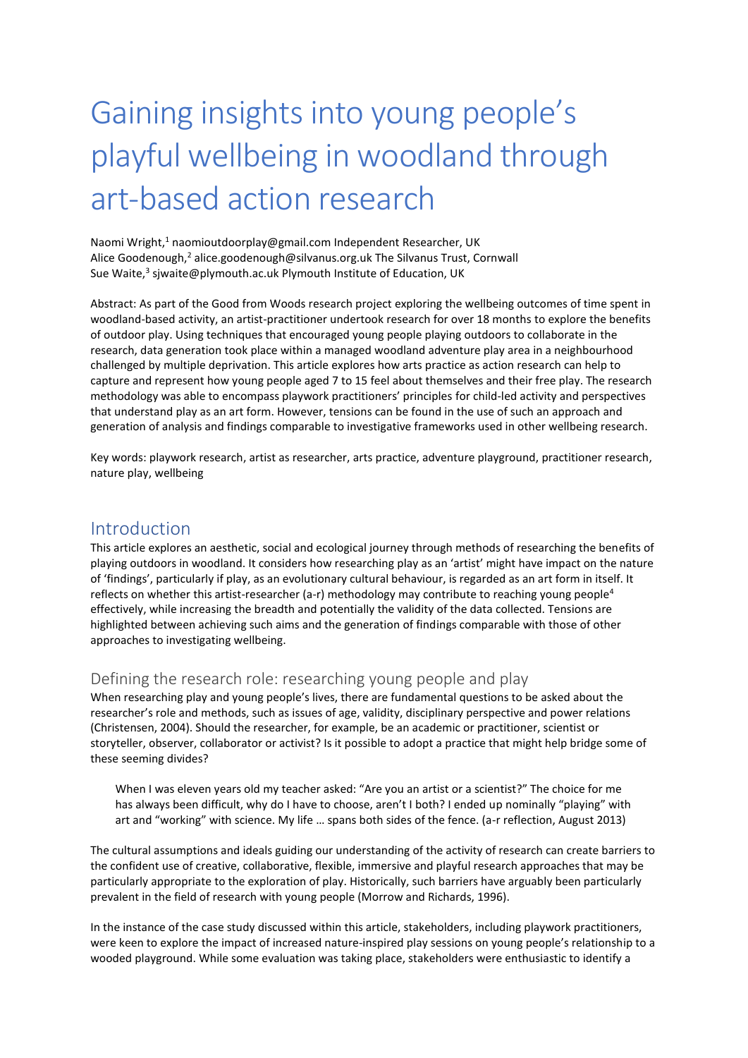# Gaining insights into young people's playful wellbeing in woodland through art-based action research

Naomi Wright,[1] naomioutdoorplay@gmail.com Independent Researcher, UK
Alice Goodenough,[2] alice.goodenough@silvanus.org.uk The Silvanus Trust, Cornwall
Sue Waite,[3] sjwaite@plymouth.ac.uk Plymouth Institute of Education, UK

Abstract: As part of the Good from Woods research project exploring the wellbeing outcomes of time spent in woodland-based activity, an artist-practitioner undertook research for over 18 months to explore the benefits of outdoor play. Using techniques that encouraged young people playing outdoors to collaborate in the research, data generation took place within a managed woodland adventure play area in a neighbourhood challenged by multiple deprivation. This article explores how arts practice as action research can help to capture and represent how young people aged 7 to 15 feel about themselves and their free play. The research methodology was able to encompass playwork practitioners' principles for child-led activity and perspectives that understand play as an art form. However, tensions can be found in the use of such an approach and generation of analysis and findings comparable to investigative frameworks used in other wellbeing research.

Key words: playwork research, artist as researcher, arts practice, adventure playground, practitioner research, nature play, wellbeing

## Introduction

This article explores an aesthetic, social and ecological journey through methods of researching the benefits of playing outdoors in woodland. It considers how researching play as an 'artist' might have impact on the nature of 'findings', particularly if play, as an evolutionary cultural behaviour, is regarded as an art form in itself. It reflects on whether this artist-researcher (a-r) methodology may contribute to reaching young people[4] effectively, while increasing the breadth and potentially the validity of the data collected. Tensions are highlighted between achieving such aims and the generation of findings comparable with those of other approaches to investigating wellbeing.

### Defining the research role: researching young people and play

When researching play and young people's lives, there are fundamental questions to be asked about the researcher's role and methods, such as issues of age, validity, disciplinary perspective and power relations (Christensen, 2004). Should the researcher, for example, be an academic or practitioner, scientist or storyteller, observer, collaborator or activist? Is it possible to adopt a practice that might help bridge some of these seeming divides?

> When I was eleven years old my teacher asked: "Are you an artist or a scientist?" The choice for me has always been difficult, why do I have to choose, aren't I both? I ended up nominally "playing" with art and "working" with science. My life … spans both sides of the fence. (a-r reflection, August 2013)

The cultural assumptions and ideals guiding our understanding of the activity of research can create barriers to the confident use of creative, collaborative, flexible, immersive and playful research approaches that may be particularly appropriate to the exploration of play. Historically, such barriers have arguably been particularly prevalent in the field of research with young people (Morrow and Richards, 1996).

In the instance of the case study discussed within this article, stakeholders, including playwork practitioners, were keen to explore the impact of increased nature-inspired play sessions on young people's relationship to a wooded playground. While some evaluation was taking place, stakeholders were enthusiastic to identify a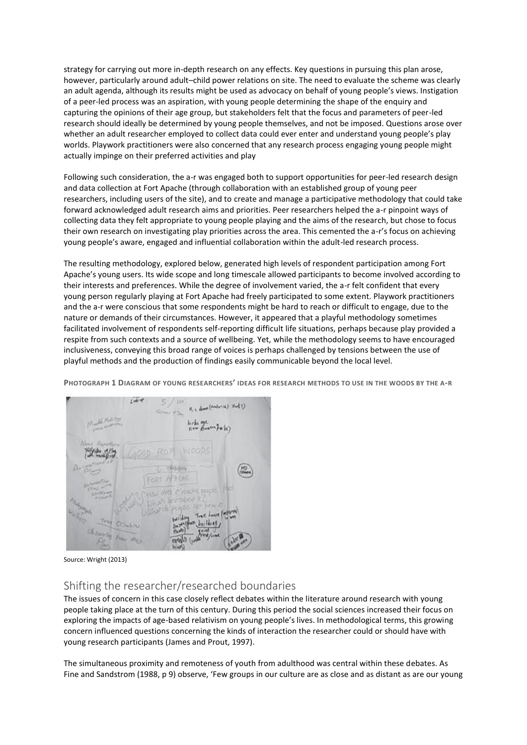strategy for carrying out more in-depth research on any effects. Key questions in pursuing this plan arose, however, particularly around adult–child power relations on site. The need to evaluate the scheme was clearly an adult agenda, although its results might be used as advocacy on behalf of young people's views. Instigation of a peer-led process was an aspiration, with young people determining the shape of the enquiry and capturing the opinions of their age group, but stakeholders felt that the focus and parameters of peer-led research should ideally be determined by young people themselves, and not be imposed. Questions arose over whether an adult researcher employed to collect data could ever enter and understand young people's play worlds. Playwork practitioners were also concerned that any research process engaging young people might actually impinge on their preferred activities and play

Following such consideration, the a-r was engaged both to support opportunities for peer-led research design and data collection at Fort Apache (through collaboration with an established group of young peer researchers, including users of the site), and to create and manage a participative methodology that could take forward acknowledged adult research aims and priorities. Peer researchers helped the a-r pinpoint ways of collecting data they felt appropriate to young people playing and the aims of the research, but chose to focus their own research on investigating play priorities across the area. This cemented the a-r's focus on achieving young people's aware, engaged and influential collaboration within the adult-led research process.

The resulting methodology, explored below, generated high levels of respondent participation among Fort Apache's young users. Its wide scope and long timescale allowed participants to become involved according to their interests and preferences. While the degree of involvement varied, the a-r felt confident that every young person regularly playing at Fort Apache had freely participated to some extent. Playwork practitioners and the a-r were conscious that some respondents might be hard to reach or difficult to engage, due to the nature or demands of their circumstances. However, it appeared that a playful methodology sometimes facilitated involvement of respondents self-reporting difficult life situations, perhaps because play provided a respite from such contexts and a source of wellbeing. Yet, while the methodology seems to have encouraged inclusiveness, conveying this broad range of voices is perhaps challenged by tensions between the use of playful methods and the production of findings easily communicable beyond the local level.

**PHOTOGRAPH 1 DIAGRAM OF YOUNG RESEARCHERS' IDEAS FOR RESEARCH METHODS TO USE IN THE WOODS BY THE A-R**

Source: Wright (2013)

## Shifting the researcher/researched boundaries

The issues of concern in this case closely reflect debates within the literature around research with young people taking place at the turn of this century. During this period the social sciences increased their focus on exploring the impacts of age-based relativism on young people's lives. In methodological terms, this growing concern influenced questions concerning the kinds of interaction the researcher could or should have with young research participants (James and Prout, 1997).

The simultaneous proximity and remoteness of youth from adulthood was central within these debates. As Fine and Sandstrom (1988, p 9) observe, 'Few groups in our culture are as close and as distant as are our young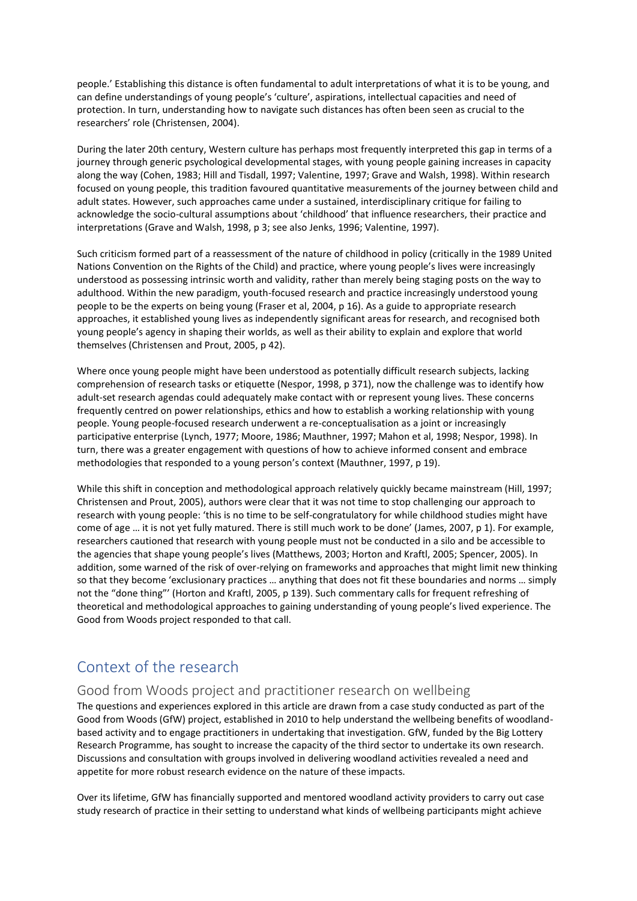people.' Establishing this distance is often fundamental to adult interpretations of what it is to be young, and can define understandings of young people's 'culture', aspirations, intellectual capacities and need of protection. In turn, understanding how to navigate such distances has often been seen as crucial to the researchers' role (Christensen, 2004).

During the later 20th century, Western culture has perhaps most frequently interpreted this gap in terms of a journey through generic psychological developmental stages, with young people gaining increases in capacity along the way (Cohen, 1983; Hill and Tisdall, 1997; Valentine, 1997; Grave and Walsh, 1998). Within research focused on young people, this tradition favoured quantitative measurements of the journey between child and adult states. However, such approaches came under a sustained, interdisciplinary critique for failing to acknowledge the socio-cultural assumptions about 'childhood' that influence researchers, their practice and interpretations (Grave and Walsh, 1998, p 3; see also Jenks, 1996; Valentine, 1997).

Such criticism formed part of a reassessment of the nature of childhood in policy (critically in the 1989 United Nations Convention on the Rights of the Child) and practice, where young people's lives were increasingly understood as possessing intrinsic worth and validity, rather than merely being staging posts on the way to adulthood. Within the new paradigm, youth-focused research and practice increasingly understood young people to be the experts on being young (Fraser et al, 2004, p 16). As a guide to appropriate research approaches, it established young lives as independently significant areas for research, and recognised both young people's agency in shaping their worlds, as well as their ability to explain and explore that world themselves (Christensen and Prout, 2005, p 42).

Where once young people might have been understood as potentially difficult research subjects, lacking comprehension of research tasks or etiquette (Nespor, 1998, p 371), now the challenge was to identify how adult-set research agendas could adequately make contact with or represent young lives. These concerns frequently centred on power relationships, ethics and how to establish a working relationship with young people. Young people-focused research underwent a re-conceptualisation as a joint or increasingly participative enterprise (Lynch, 1977; Moore, 1986; Mauthner, 1997; Mahon et al, 1998; Nespor, 1998). In turn, there was a greater engagement with questions of how to achieve informed consent and embrace methodologies that responded to a young person's context (Mauthner, 1997, p 19).

While this shift in conception and methodological approach relatively quickly became mainstream (Hill, 1997; Christensen and Prout, 2005), authors were clear that it was not time to stop challenging our approach to research with young people: 'this is no time to be self-congratulatory for while childhood studies might have come of age … it is not yet fully matured. There is still much work to be done' (James, 2007, p 1). For example, researchers cautioned that research with young people must not be conducted in a silo and be accessible to the agencies that shape young people's lives (Matthews, 2003; Horton and Kraftl, 2005; Spencer, 2005). In addition, some warned of the risk of over-relying on frameworks and approaches that might limit new thinking so that they become 'exclusionary practices … anything that does not fit these boundaries and norms … simply not the "done thing"' (Horton and Kraftl, 2005, p 139). Such commentary calls for frequent refreshing of theoretical and methodological approaches to gaining understanding of young people's lived experience. The Good from Woods project responded to that call.

## Context of the research

### Good from Woods project and practitioner research on wellbeing

The questions and experiences explored in this article are drawn from a case study conducted as part of the Good from Woods (GfW) project, established in 2010 to help understand the wellbeing benefits of woodland-based activity and to engage practitioners in undertaking that investigation. GfW, funded by the Big Lottery Research Programme, has sought to increase the capacity of the third sector to undertake its own research. Discussions and consultation with groups involved in delivering woodland activities revealed a need and appetite for more robust research evidence on the nature of these impacts.

Over its lifetime, GfW has financially supported and mentored woodland activity providers to carry out case study research of practice in their setting to understand what kinds of wellbeing participants might achieve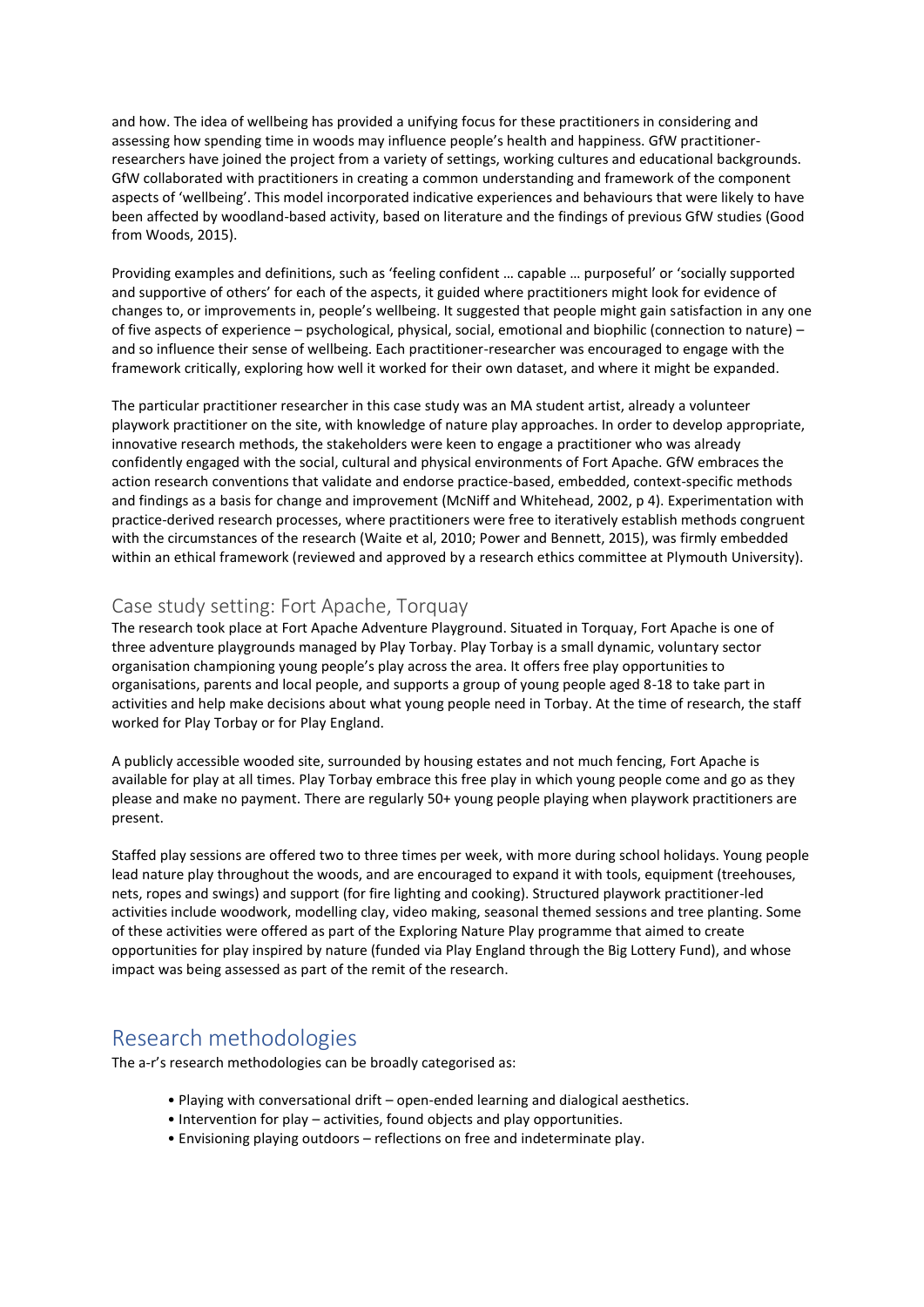and how. The idea of wellbeing has provided a unifying focus for these practitioners in considering and assessing how spending time in woods may influence people's health and happiness. GfW practitioner-researchers have joined the project from a variety of settings, working cultures and educational backgrounds. GfW collaborated with practitioners in creating a common understanding and framework of the component aspects of 'wellbeing'. This model incorporated indicative experiences and behaviours that were likely to have been affected by woodland-based activity, based on literature and the findings of previous GfW studies (Good from Woods, 2015).

Providing examples and definitions, such as 'feeling confident … capable … purposeful' or 'socially supported and supportive of others' for each of the aspects, it guided where practitioners might look for evidence of changes to, or improvements in, people's wellbeing. It suggested that people might gain satisfaction in any one of five aspects of experience – psychological, physical, social, emotional and biophilic (connection to nature) – and so influence their sense of wellbeing. Each practitioner-researcher was encouraged to engage with the framework critically, exploring how well it worked for their own dataset, and where it might be expanded.

The particular practitioner researcher in this case study was an MA student artist, already a volunteer playwork practitioner on the site, with knowledge of nature play approaches. In order to develop appropriate, innovative research methods, the stakeholders were keen to engage a practitioner who was already confidently engaged with the social, cultural and physical environments of Fort Apache. GfW embraces the action research conventions that validate and endorse practice-based, embedded, context-specific methods and findings as a basis for change and improvement (McNiff and Whitehead, 2002, p 4). Experimentation with practice-derived research processes, where practitioners were free to iteratively establish methods congruent with the circumstances of the research (Waite et al, 2010; Power and Bennett, 2015), was firmly embedded within an ethical framework (reviewed and approved by a research ethics committee at Plymouth University).

### Case study setting: Fort Apache, Torquay

The research took place at Fort Apache Adventure Playground. Situated in Torquay, Fort Apache is one of three adventure playgrounds managed by Play Torbay. Play Torbay is a small dynamic, voluntary sector organisation championing young people's play across the area. It offers free play opportunities to organisations, parents and local people, and supports a group of young people aged 8-18 to take part in activities and help make decisions about what young people need in Torbay. At the time of research, the staff worked for Play Torbay or for Play England.

A publicly accessible wooded site, surrounded by housing estates and not much fencing, Fort Apache is available for play at all times. Play Torbay embrace this free play in which young people come and go as they please and make no payment. There are regularly 50+ young people playing when playwork practitioners are present.

Staffed play sessions are offered two to three times per week, with more during school holidays. Young people lead nature play throughout the woods, and are encouraged to expand it with tools, equipment (treehouses, nets, ropes and swings) and support (for fire lighting and cooking). Structured playwork practitioner-led activities include woodwork, modelling clay, video making, seasonal themed sessions and tree planting. Some of these activities were offered as part of the Exploring Nature Play programme that aimed to create opportunities for play inspired by nature (funded via Play England through the Big Lottery Fund), and whose impact was being assessed as part of the remit of the research.

## Research methodologies

The a-r's research methodologies can be broadly categorised as:

- Playing with conversational drift – open-ended learning and dialogical aesthetics.
- Intervention for play – activities, found objects and play opportunities.
- Envisioning playing outdoors – reflections on free and indeterminate play.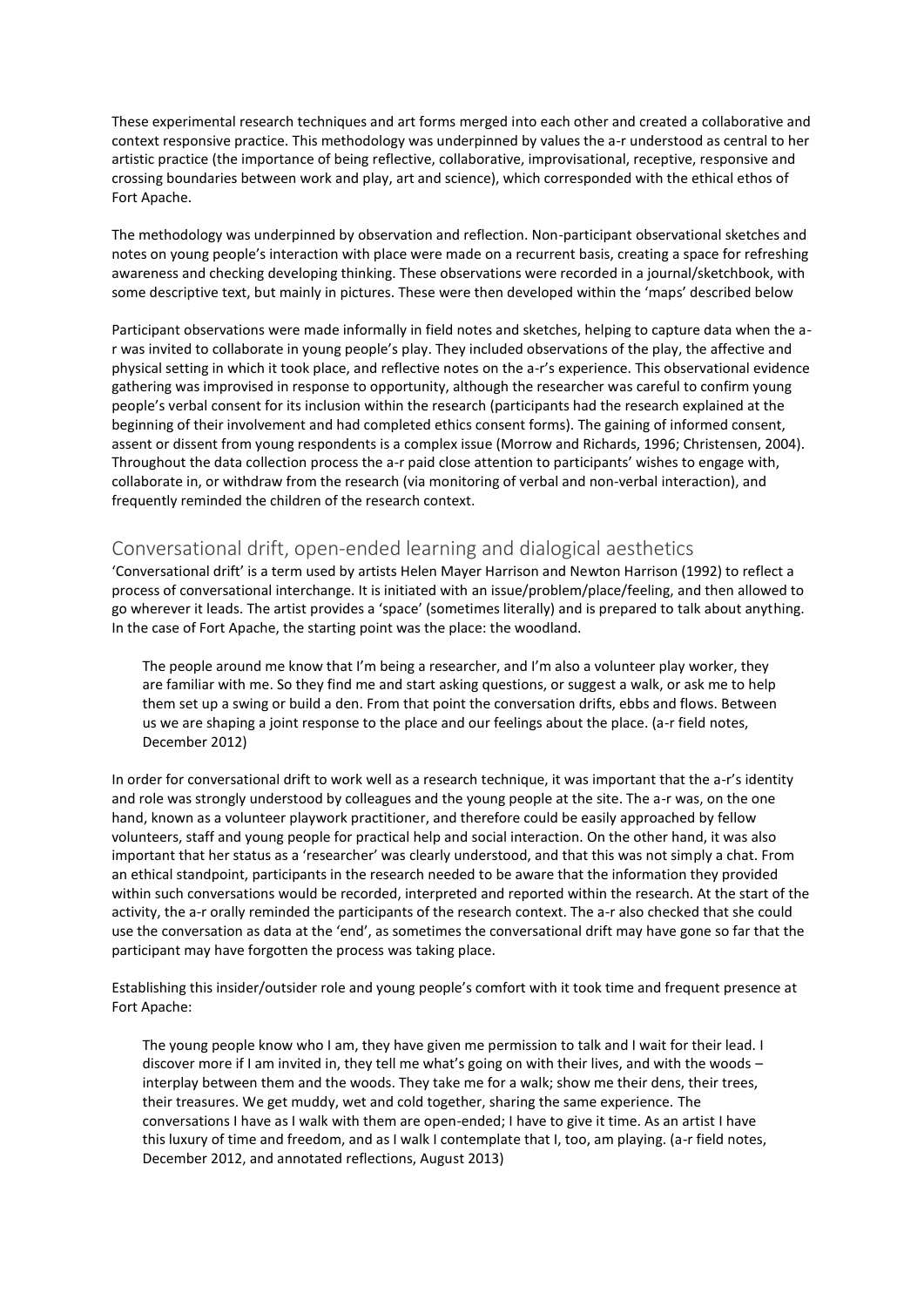These experimental research techniques and art forms merged into each other and created a collaborative and context responsive practice. This methodology was underpinned by values the a-r understood as central to her artistic practice (the importance of being reflective, collaborative, improvisational, receptive, responsive and crossing boundaries between work and play, art and science), which corresponded with the ethical ethos of Fort Apache.

The methodology was underpinned by observation and reflection. Non-participant observational sketches and notes on young people's interaction with place were made on a recurrent basis, creating a space for refreshing awareness and checking developing thinking. These observations were recorded in a journal/sketchbook, with some descriptive text, but mainly in pictures. These were then developed within the 'maps' described below

Participant observations were made informally in field notes and sketches, helping to capture data when the a-r was invited to collaborate in young people's play. They included observations of the play, the affective and physical setting in which it took place, and reflective notes on the a-r's experience. This observational evidence gathering was improvised in response to opportunity, although the researcher was careful to confirm young people's verbal consent for its inclusion within the research (participants had the research explained at the beginning of their involvement and had completed ethics consent forms). The gaining of informed consent, assent or dissent from young respondents is a complex issue (Morrow and Richards, 1996; Christensen, 2004). Throughout the data collection process the a-r paid close attention to participants' wishes to engage with, collaborate in, or withdraw from the research (via monitoring of verbal and non-verbal interaction), and frequently reminded the children of the research context.

## Conversational drift, open-ended learning and dialogical aesthetics

'Conversational drift' is a term used by artists Helen Mayer Harrison and Newton Harrison (1992) to reflect a process of conversational interchange. It is initiated with an issue/problem/place/feeling, and then allowed to go wherever it leads. The artist provides a 'space' (sometimes literally) and is prepared to talk about anything. In the case of Fort Apache, the starting point was the place: the woodland.

> The people around me know that I'm being a researcher, and I'm also a volunteer play worker, they are familiar with me. So they find me and start asking questions, or suggest a walk, or ask me to help them set up a swing or build a den. From that point the conversation drifts, ebbs and flows. Between us we are shaping a joint response to the place and our feelings about the place. (a-r field notes, December 2012)

In order for conversational drift to work well as a research technique, it was important that the a-r's identity and role was strongly understood by colleagues and the young people at the site. The a-r was, on the one hand, known as a volunteer playwork practitioner, and therefore could be easily approached by fellow volunteers, staff and young people for practical help and social interaction. On the other hand, it was also important that her status as a 'researcher' was clearly understood, and that this was not simply a chat. From an ethical standpoint, participants in the research needed to be aware that the information they provided within such conversations would be recorded, interpreted and reported within the research. At the start of the activity, the a-r orally reminded the participants of the research context. The a-r also checked that she could use the conversation as data at the 'end', as sometimes the conversational drift may have gone so far that the participant may have forgotten the process was taking place.

Establishing this insider/outsider role and young people's comfort with it took time and frequent presence at Fort Apache:

> The young people know who I am, they have given me permission to talk and I wait for their lead. I discover more if I am invited in, they tell me what's going on with their lives, and with the woods – interplay between them and the woods. They take me for a walk; show me their dens, their trees, their treasures. We get muddy, wet and cold together, sharing the same experience. The conversations I have as I walk with them are open-ended; I have to give it time. As an artist I have this luxury of time and freedom, and as I walk I contemplate that I, too, am playing. (a-r field notes, December 2012, and annotated reflections, August 2013)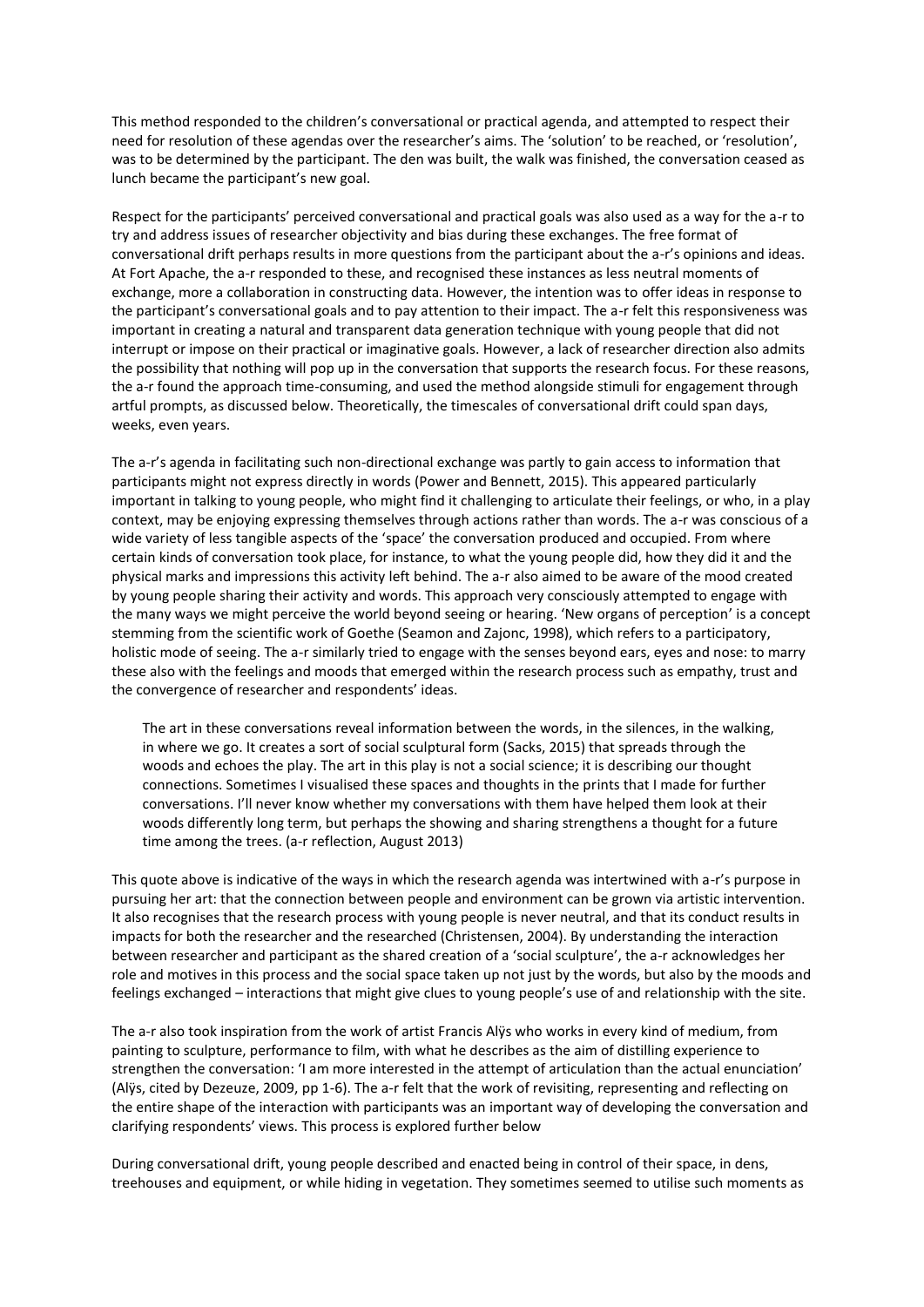This method responded to the children's conversational or practical agenda, and attempted to respect their need for resolution of these agendas over the researcher's aims. The 'solution' to be reached, or 'resolution', was to be determined by the participant. The den was built, the walk was finished, the conversation ceased as lunch became the participant's new goal.

Respect for the participants' perceived conversational and practical goals was also used as a way for the a-r to try and address issues of researcher objectivity and bias during these exchanges. The free format of conversational drift perhaps results in more questions from the participant about the a-r's opinions and ideas. At Fort Apache, the a-r responded to these, and recognised these instances as less neutral moments of exchange, more a collaboration in constructing data. However, the intention was to offer ideas in response to the participant's conversational goals and to pay attention to their impact. The a-r felt this responsiveness was important in creating a natural and transparent data generation technique with young people that did not interrupt or impose on their practical or imaginative goals. However, a lack of researcher direction also admits the possibility that nothing will pop up in the conversation that supports the research focus. For these reasons, the a-r found the approach time-consuming, and used the method alongside stimuli for engagement through artful prompts, as discussed below. Theoretically, the timescales of conversational drift could span days, weeks, even years.

The a-r's agenda in facilitating such non-directional exchange was partly to gain access to information that participants might not express directly in words (Power and Bennett, 2015). This appeared particularly important in talking to young people, who might find it challenging to articulate their feelings, or who, in a play context, may be enjoying expressing themselves through actions rather than words. The a-r was conscious of a wide variety of less tangible aspects of the 'space' the conversation produced and occupied. From where certain kinds of conversation took place, for instance, to what the young people did, how they did it and the physical marks and impressions this activity left behind. The a-r also aimed to be aware of the mood created by young people sharing their activity and words. This approach very consciously attempted to engage with the many ways we might perceive the world beyond seeing or hearing. 'New organs of perception' is a concept stemming from the scientific work of Goethe (Seamon and Zajonc, 1998), which refers to a participatory, holistic mode of seeing. The a-r similarly tried to engage with the senses beyond ears, eyes and nose: to marry these also with the feelings and moods that emerged within the research process such as empathy, trust and the convergence of researcher and respondents' ideas.

> The art in these conversations reveal information between the words, in the silences, in the walking, in where we go. It creates a sort of social sculptural form (Sacks, 2015) that spreads through the woods and echoes the play. The art in this play is not a social science; it is describing our thought connections. Sometimes I visualised these spaces and thoughts in the prints that I made for further conversations. I'll never know whether my conversations with them have helped them look at their woods differently long term, but perhaps the showing and sharing strengthens a thought for a future time among the trees. (a-r reflection, August 2013)

This quote above is indicative of the ways in which the research agenda was intertwined with a-r's purpose in pursuing her art: that the connection between people and environment can be grown via artistic intervention. It also recognises that the research process with young people is never neutral, and that its conduct results in impacts for both the researcher and the researched (Christensen, 2004). By understanding the interaction between researcher and participant as the shared creation of a 'social sculpture', the a-r acknowledges her role and motives in this process and the social space taken up not just by the words, but also by the moods and feelings exchanged – interactions that might give clues to young people's use of and relationship with the site.

The a-r also took inspiration from the work of artist Francis Alÿs who works in every kind of medium, from painting to sculpture, performance to film, with what he describes as the aim of distilling experience to strengthen the conversation: 'I am more interested in the attempt of articulation than the actual enunciation' (Alÿs, cited by Dezeuze, 2009, pp 1-6). The a-r felt that the work of revisiting, representing and reflecting on the entire shape of the interaction with participants was an important way of developing the conversation and clarifying respondents' views. This process is explored further below

During conversational drift, young people described and enacted being in control of their space, in dens, treehouses and equipment, or while hiding in vegetation. They sometimes seemed to utilise such moments as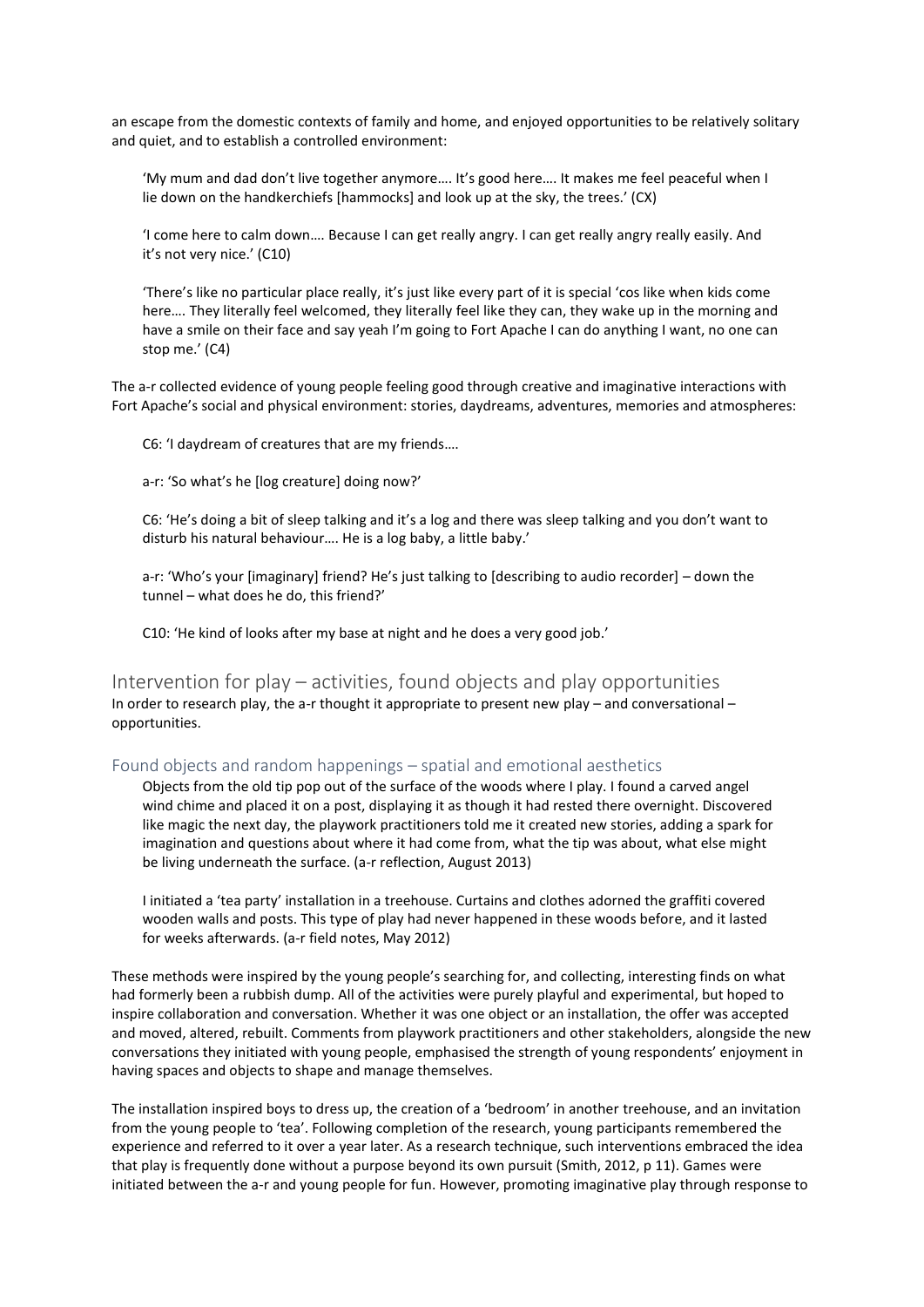an escape from the domestic contexts of family and home, and enjoyed opportunities to be relatively solitary and quiet, and to establish a controlled environment:

> 'My mum and dad don't live together anymore…. It's good here…. It makes me feel peaceful when I lie down on the handkerchiefs [hammocks] and look up at the sky, the trees.' (CX)

> 'I come here to calm down…. Because I can get really angry. I can get really angry really easily. And it's not very nice.' (C10)

> 'There's like no particular place really, it's just like every part of it is special 'cos like when kids come here…. They literally feel welcomed, they literally feel like they can, they wake up in the morning and have a smile on their face and say yeah I'm going to Fort Apache I can do anything I want, no one can stop me.' (C4)

The a-r collected evidence of young people feeling good through creative and imaginative interactions with Fort Apache's social and physical environment: stories, daydreams, adventures, memories and atmospheres:

> C6: 'I daydream of creatures that are my friends….
>
> a-r: 'So what's he [log creature] doing now?'
>
> C6: 'He's doing a bit of sleep talking and it's a log and there was sleep talking and you don't want to disturb his natural behaviour…. He is a log baby, a little baby.'
>
> a-r: 'Who's your [imaginary] friend? He's just talking to [describing to audio recorder] – down the tunnel – what does he do, this friend?'
>
> C10: 'He kind of looks after my base at night and he does a very good job.'

## Intervention for play – activities, found objects and play opportunities

In order to research play, the a-r thought it appropriate to present new play – and conversational – opportunities.

### Found objects and random happenings – spatial and emotional aesthetics

> Objects from the old tip pop out of the surface of the woods where I play. I found a carved angel wind chime and placed it on a post, displaying it as though it had rested there overnight. Discovered like magic the next day, the playwork practitioners told me it created new stories, adding a spark for imagination and questions about where it had come from, what the tip was about, what else might be living underneath the surface. (a-r reflection, August 2013)

> I initiated a 'tea party' installation in a treehouse. Curtains and clothes adorned the graffiti covered wooden walls and posts. This type of play had never happened in these woods before, and it lasted for weeks afterwards. (a-r field notes, May 2012)

These methods were inspired by the young people's searching for, and collecting, interesting finds on what had formerly been a rubbish dump. All of the activities were purely playful and experimental, but hoped to inspire collaboration and conversation. Whether it was one object or an installation, the offer was accepted and moved, altered, rebuilt. Comments from playwork practitioners and other stakeholders, alongside the new conversations they initiated with young people, emphasised the strength of young respondents' enjoyment in having spaces and objects to shape and manage themselves.

The installation inspired boys to dress up, the creation of a 'bedroom' in another treehouse, and an invitation from the young people to 'tea'. Following completion of the research, young participants remembered the experience and referred to it over a year later. As a research technique, such interventions embraced the idea that play is frequently done without a purpose beyond its own pursuit (Smith, 2012, p 11). Games were initiated between the a-r and young people for fun. However, promoting imaginative play through response to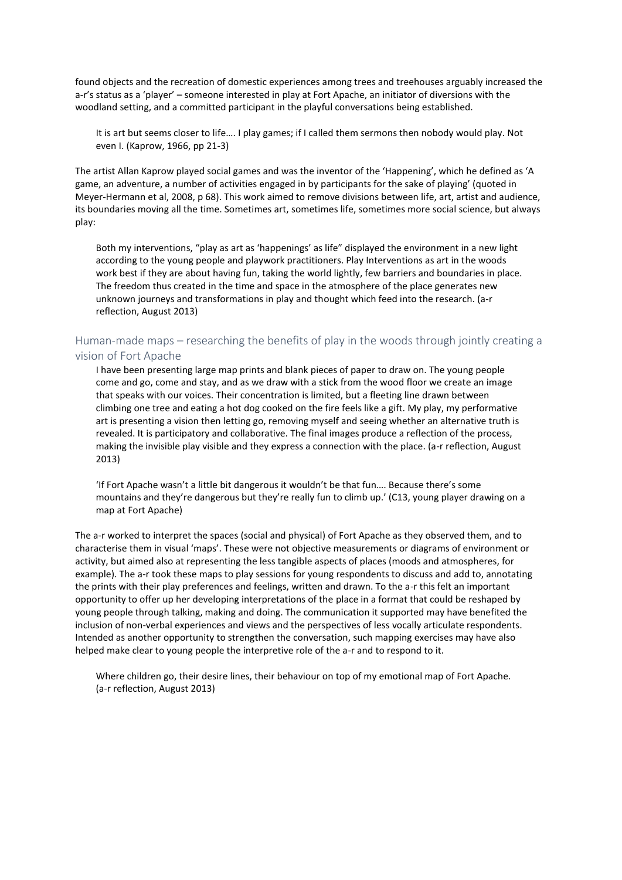found objects and the recreation of domestic experiences among trees and treehouses arguably increased the a-r's status as a 'player' – someone interested in play at Fort Apache, an initiator of diversions with the woodland setting, and a committed participant in the playful conversations being established.

> It is art but seems closer to life…. I play games; if I called them sermons then nobody would play. Not even I. (Kaprow, 1966, pp 21-3)

The artist Allan Kaprow played social games and was the inventor of the 'Happening', which he defined as 'A game, an adventure, a number of activities engaged in by participants for the sake of playing' (quoted in Meyer-Hermann et al, 2008, p 68). This work aimed to remove divisions between life, art, artist and audience, its boundaries moving all the time. Sometimes art, sometimes life, sometimes more social science, but always play:

> Both my interventions, "play as art as 'happenings' as life" displayed the environment in a new light according to the young people and playwork practitioners. Play Interventions as art in the woods work best if they are about having fun, taking the world lightly, few barriers and boundaries in place. The freedom thus created in the time and space in the atmosphere of the place generates new unknown journeys and transformations in play and thought which feed into the research. (a-r reflection, August 2013)

## Human-made maps – researching the benefits of play in the woods through jointly creating a vision of Fort Apache

> I have been presenting large map prints and blank pieces of paper to draw on. The young people come and go, come and stay, and as we draw with a stick from the wood floor we create an image that speaks with our voices. Their concentration is limited, but a fleeting line drawn between climbing one tree and eating a hot dog cooked on the fire feels like a gift. My play, my performative art is presenting a vision then letting go, removing myself and seeing whether an alternative truth is revealed. It is participatory and collaborative. The final images produce a reflection of the process, making the invisible play visible and they express a connection with the place. (a-r reflection, August 2013)

> 'If Fort Apache wasn't a little bit dangerous it wouldn't be that fun…. Because there's some mountains and they're dangerous but they're really fun to climb up.' (C13, young player drawing on a map at Fort Apache)

The a-r worked to interpret the spaces (social and physical) of Fort Apache as they observed them, and to characterise them in visual 'maps'. These were not objective measurements or diagrams of environment or activity, but aimed also at representing the less tangible aspects of places (moods and atmospheres, for example). The a-r took these maps to play sessions for young respondents to discuss and add to, annotating the prints with their play preferences and feelings, written and drawn. To the a-r this felt an important opportunity to offer up her developing interpretations of the place in a format that could be reshaped by young people through talking, making and doing. The communication it supported may have benefited the inclusion of non-verbal experiences and views and the perspectives of less vocally articulate respondents. Intended as another opportunity to strengthen the conversation, such mapping exercises may have also helped make clear to young people the interpretive role of the a-r and to respond to it.

> Where children go, their desire lines, their behaviour on top of my emotional map of Fort Apache. (a-r reflection, August 2013)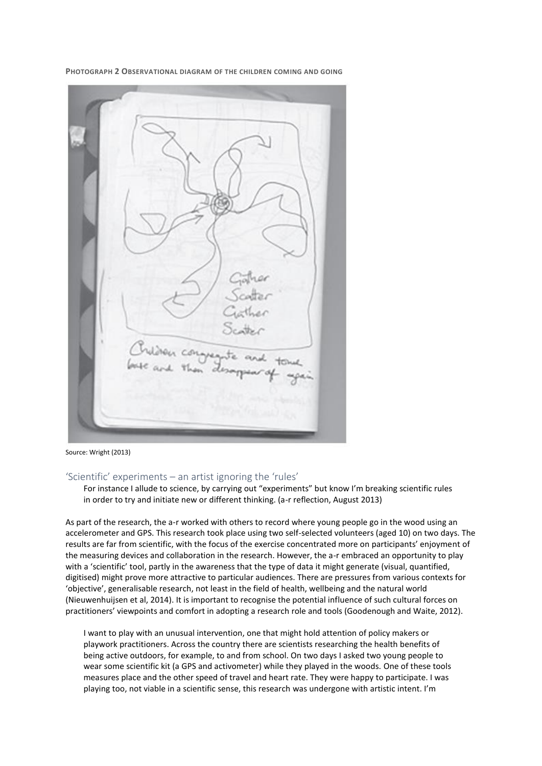**PHOTOGRAPH 2 OBSERVATIONAL DIAGRAM OF THE CHILDREN COMING AND GOING**

Source: Wright (2013)

## 'Scientific' experiments – an artist ignoring the 'rules'

> For instance I allude to science, by carrying out "experiments" but know I'm breaking scientific rules in order to try and initiate new or different thinking. (a-r reflection, August 2013)

As part of the research, the a-r worked with others to record where young people go in the wood using an accelerometer and GPS. This research took place using two self-selected volunteers (aged 10) on two days. The results are far from scientific, with the focus of the exercise concentrated more on participants' enjoyment of the measuring devices and collaboration in the research. However, the a-r embraced an opportunity to play with a 'scientific' tool, partly in the awareness that the type of data it might generate (visual, quantified, digitised) might prove more attractive to particular audiences. There are pressures from various contexts for 'objective', generalisable research, not least in the field of health, wellbeing and the natural world (Nieuwenhuijsen et al, 2014). It is important to recognise the potential influence of such cultural forces on practitioners' viewpoints and comfort in adopting a research role and tools (Goodenough and Waite, 2012).

> I want to play with an unusual intervention, one that might hold attention of policy makers or playwork practitioners. Across the country there are scientists researching the health benefits of being active outdoors, for example, to and from school. On two days I asked two young people to wear some scientific kit (a GPS and activometer) while they played in the woods. One of these tools measures place and the other speed of travel and heart rate. They were happy to participate. I was playing too, not viable in a scientific sense, this research was undergone with artistic intent. I'm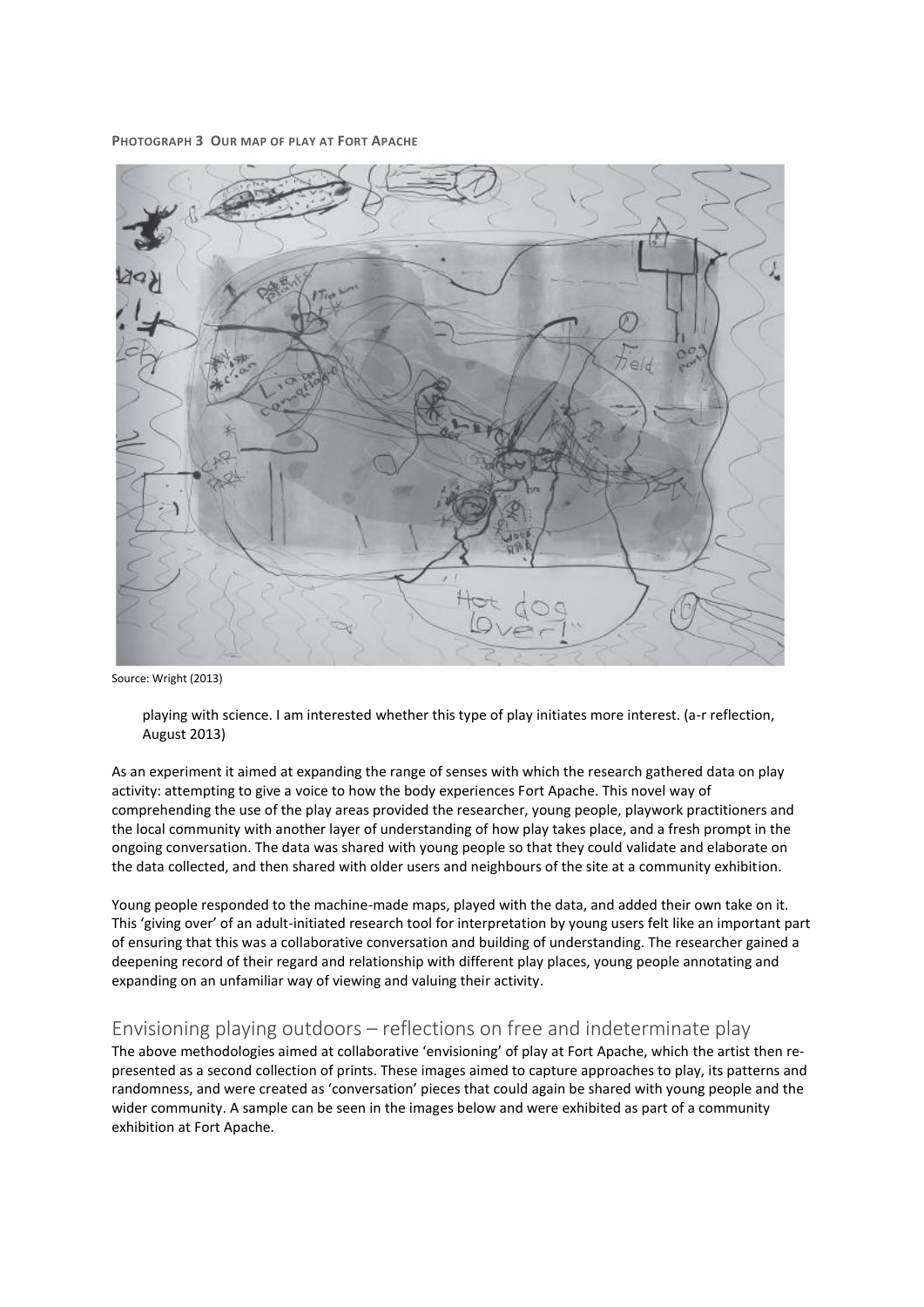**PHOTOGRAPH 3 OUR MAP OF PLAY AT FORT APACHE**

Source: Wright (2013)

> playing with science. I am interested whether this type of play initiates more interest. (a-r reflection, August 2013)

As an experiment it aimed at expanding the range of senses with which the research gathered data on play activity: attempting to give a voice to how the body experiences Fort Apache. This novel way of comprehending the use of the play areas provided the researcher, young people, playwork practitioners and the local community with another layer of understanding of how play takes place, and a fresh prompt in the ongoing conversation. The data was shared with young people so that they could validate and elaborate on the data collected, and then shared with older users and neighbours of the site at a community exhibition.

Young people responded to the machine-made maps, played with the data, and added their own take on it. This 'giving over' of an adult-initiated research tool for interpretation by young users felt like an important part of ensuring that this was a collaborative conversation and building of understanding. The researcher gained a deepening record of their regard and relationship with different play places, young people annotating and expanding on an unfamiliar way of viewing and valuing their activity.

## Envisioning playing outdoors – reflections on free and indeterminate play

The above methodologies aimed at collaborative 'envisioning' of play at Fort Apache, which the artist then re-presented as a second collection of prints. These images aimed to capture approaches to play, its patterns and randomness, and were created as 'conversation' pieces that could again be shared with young people and the wider community. A sample can be seen in the images below and were exhibited as part of a community exhibition at Fort Apache.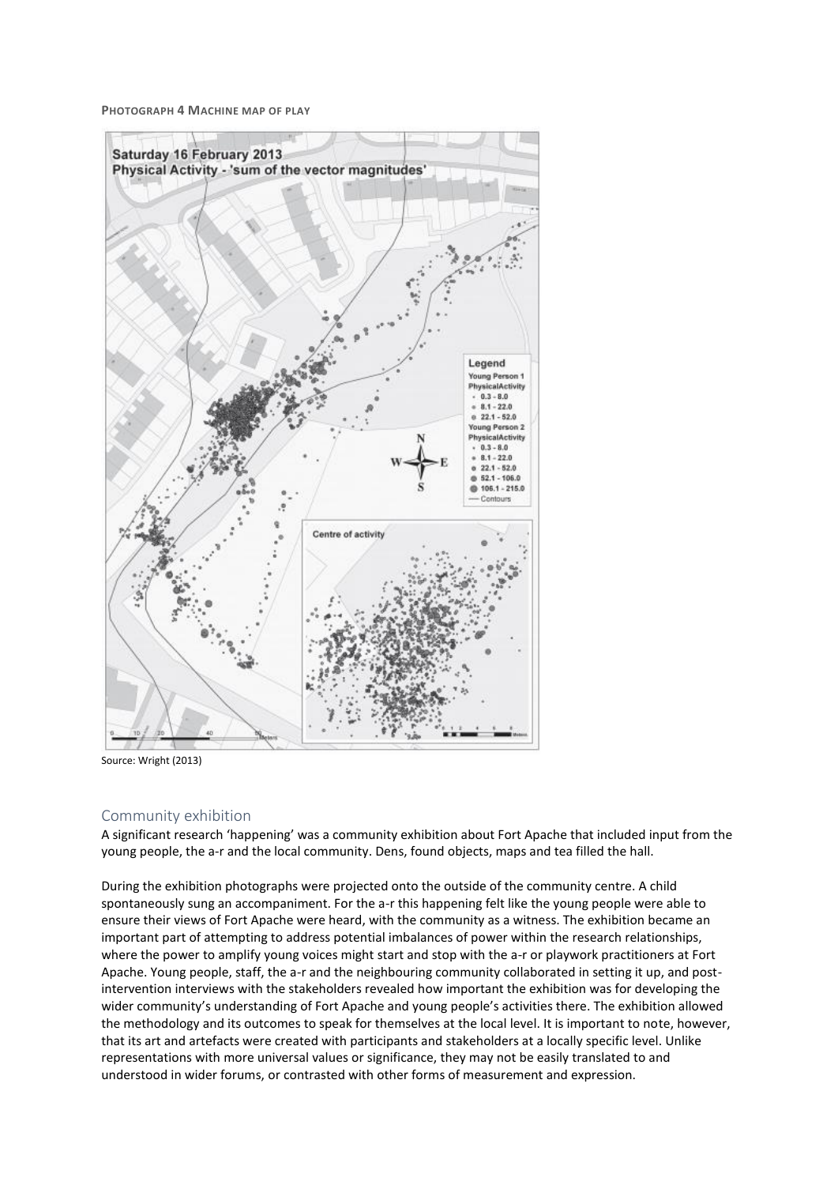**PHOTOGRAPH 4 MACHINE MAP OF PLAY**

Source: Wright (2013)

## Community exhibition

A significant research 'happening' was a community exhibition about Fort Apache that included input from the young people, the a-r and the local community. Dens, found objects, maps and tea filled the hall.

During the exhibition photographs were projected onto the outside of the community centre. A child spontaneously sung an accompaniment. For the a-r this happening felt like the young people were able to ensure their views of Fort Apache were heard, with the community as a witness. The exhibition became an important part of attempting to address potential imbalances of power within the research relationships, where the power to amplify young voices might start and stop with the a-r or playwork practitioners at Fort Apache. Young people, staff, the a-r and the neighbouring community collaborated in setting it up, and post-intervention interviews with the stakeholders revealed how important the exhibition was for developing the wider community's understanding of Fort Apache and young people's activities there. The exhibition allowed the methodology and its outcomes to speak for themselves at the local level. It is important to note, however, that its art and artefacts were created with participants and stakeholders at a locally specific level. Unlike representations with more universal values or significance, they may not be easily translated to and understood in wider forums, or contrasted with other forms of measurement and expression.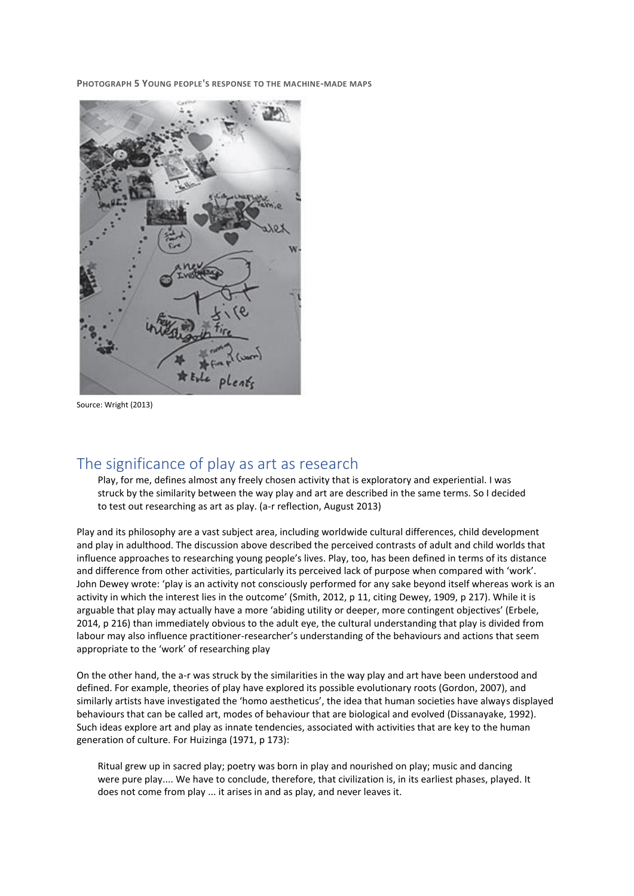**PHOTOGRAPH 5 YOUNG PEOPLE'S RESPONSE TO THE MACHINE-MADE MAPS**

Source: Wright (2013)

## The significance of play as art as research

> Play, for me, defines almost any freely chosen activity that is exploratory and experiential. I was struck by the similarity between the way play and art are described in the same terms. So I decided to test out researching as art as play. (a-r reflection, August 2013)

Play and its philosophy are a vast subject area, including worldwide cultural differences, child development and play in adulthood. The discussion above described the perceived contrasts of adult and child worlds that influence approaches to researching young people's lives. Play, too, has been defined in terms of its distance and difference from other activities, particularly its perceived lack of purpose when compared with 'work'. John Dewey wrote: 'play is an activity not consciously performed for any sake beyond itself whereas work is an activity in which the interest lies in the outcome' (Smith, 2012, p 11, citing Dewey, 1909, p 217). While it is arguable that play may actually have a more 'abiding utility or deeper, more contingent objectives' (Erbele, 2014, p 216) than immediately obvious to the adult eye, the cultural understanding that play is divided from labour may also influence practitioner-researcher's understanding of the behaviours and actions that seem appropriate to the 'work' of researching play

On the other hand, the a-r was struck by the similarities in the way play and art have been understood and defined. For example, theories of play have explored its possible evolutionary roots (Gordon, 2007), and similarly artists have investigated the 'homo aestheticus', the idea that human societies have always displayed behaviours that can be called art, modes of behaviour that are biological and evolved (Dissanayake, 1992). Such ideas explore art and play as innate tendencies, associated with activities that are key to the human generation of culture. For Huizinga (1971, p 173):

> Ritual grew up in sacred play; poetry was born in play and nourished on play; music and dancing were pure play.... We have to conclude, therefore, that civilization is, in its earliest phases, played. It does not come from play ... it arises in and as play, and never leaves it.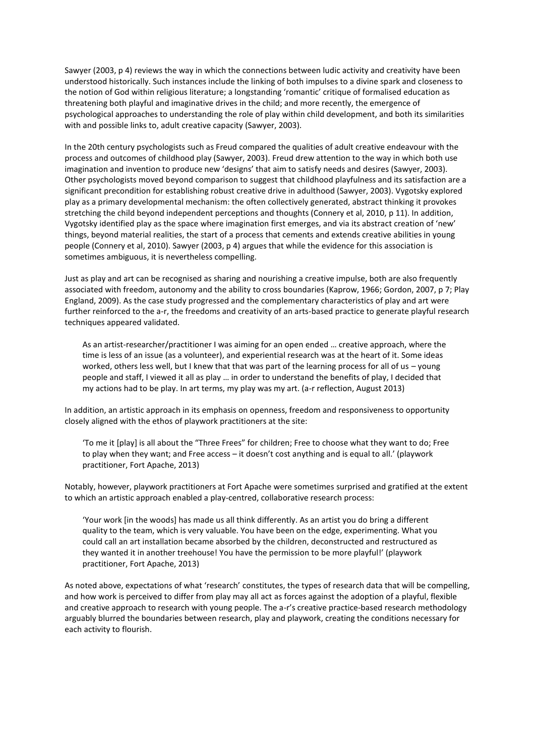Sawyer (2003, p 4) reviews the way in which the connections between ludic activity and creativity have been understood historically. Such instances include the linking of both impulses to a divine spark and closeness to the notion of God within religious literature; a longstanding 'romantic' critique of formalised education as threatening both playful and imaginative drives in the child; and more recently, the emergence of psychological approaches to understanding the role of play within child development, and both its similarities with and possible links to, adult creative capacity (Sawyer, 2003).

In the 20th century psychologists such as Freud compared the qualities of adult creative endeavour with the process and outcomes of childhood play (Sawyer, 2003). Freud drew attention to the way in which both use imagination and invention to produce new 'designs' that aim to satisfy needs and desires (Sawyer, 2003). Other psychologists moved beyond comparison to suggest that childhood playfulness and its satisfaction are a significant precondition for establishing robust creative drive in adulthood (Sawyer, 2003). Vygotsky explored play as a primary developmental mechanism: the often collectively generated, abstract thinking it provokes stretching the child beyond independent perceptions and thoughts (Connery et al, 2010, p 11). In addition, Vygotsky identified play as the space where imagination first emerges, and via its abstract creation of 'new' things, beyond material realities, the start of a process that cements and extends creative abilities in young people (Connery et al, 2010). Sawyer (2003, p 4) argues that while the evidence for this association is sometimes ambiguous, it is nevertheless compelling.

Just as play and art can be recognised as sharing and nourishing a creative impulse, both are also frequently associated with freedom, autonomy and the ability to cross boundaries (Kaprow, 1966; Gordon, 2007, p 7; Play England, 2009). As the case study progressed and the complementary characteristics of play and art were further reinforced to the a-r, the freedoms and creativity of an arts-based practice to generate playful research techniques appeared validated.

> As an artist-researcher/practitioner I was aiming for an open ended … creative approach, where the time is less of an issue (as a volunteer), and experiential research was at the heart of it. Some ideas worked, others less well, but I knew that that was part of the learning process for all of us – young people and staff, I viewed it all as play … in order to understand the benefits of play, I decided that my actions had to be play. In art terms, my play was my art. (a-r reflection, August 2013)

In addition, an artistic approach in its emphasis on openness, freedom and responsiveness to opportunity closely aligned with the ethos of playwork practitioners at the site:

> 'To me it [play] is all about the "Three Frees" for children; Free to choose what they want to do; Free to play when they want; and Free access – it doesn't cost anything and is equal to all.' (playwork practitioner, Fort Apache, 2013)

Notably, however, playwork practitioners at Fort Apache were sometimes surprised and gratified at the extent to which an artistic approach enabled a play-centred, collaborative research process:

> 'Your work [in the woods] has made us all think differently. As an artist you do bring a different quality to the team, which is very valuable. You have been on the edge, experimenting. What you could call an art installation became absorbed by the children, deconstructed and restructured as they wanted it in another treehouse! You have the permission to be more playful!' (playwork practitioner, Fort Apache, 2013)

As noted above, expectations of what 'research' constitutes, the types of research data that will be compelling, and how work is perceived to differ from play may all act as forces against the adoption of a playful, flexible and creative approach to research with young people. The a-r's creative practice-based research methodology arguably blurred the boundaries between research, play and playwork, creating the conditions necessary for each activity to flourish.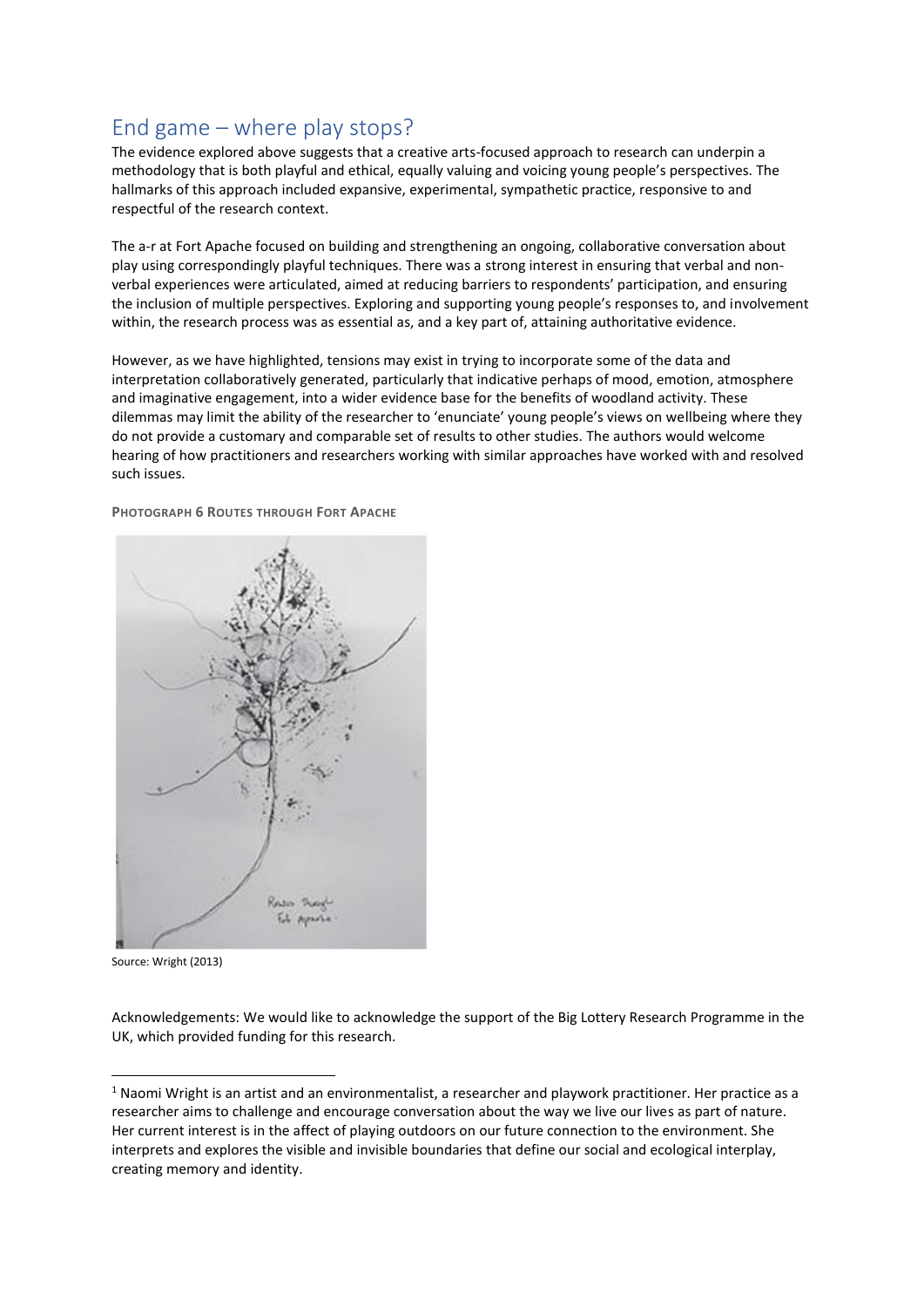## End game – where play stops?

The evidence explored above suggests that a creative arts-focused approach to research can underpin a methodology that is both playful and ethical, equally valuing and voicing young people's perspectives. The hallmarks of this approach included expansive, experimental, sympathetic practice, responsive to and respectful of the research context.

The a-r at Fort Apache focused on building and strengthening an ongoing, collaborative conversation about play using correspondingly playful techniques. There was a strong interest in ensuring that verbal and non-verbal experiences were articulated, aimed at reducing barriers to respondents' participation, and ensuring the inclusion of multiple perspectives. Exploring and supporting young people's responses to, and involvement within, the research process was as essential as, and a key part of, attaining authoritative evidence.

However, as we have highlighted, tensions may exist in trying to incorporate some of the data and interpretation collaboratively generated, particularly that indicative perhaps of mood, emotion, atmosphere and imaginative engagement, into a wider evidence base for the benefits of woodland activity. These dilemmas may limit the ability of the researcher to 'enunciate' young people's views on wellbeing where they do not provide a customary and comparable set of results to other studies. The authors would welcome hearing of how practitioners and researchers working with similar approaches have worked with and resolved such issues.

**Photograph 6 Routes through Fort Apache**

Source: Wright (2013)

Acknowledgements: We would like to acknowledge the support of the Big Lottery Research Programme in the UK, which provided funding for this research.

[1] Naomi Wright is an artist and an environmentalist, a researcher and playwork practitioner. Her practice as a researcher aims to challenge and encourage conversation about the way we live our lives as part of nature. Her current interest is in the affect of playing outdoors on our future connection to the environment. She interprets and explores the visible and invisible boundaries that define our social and ecological interplay, creating memory and identity.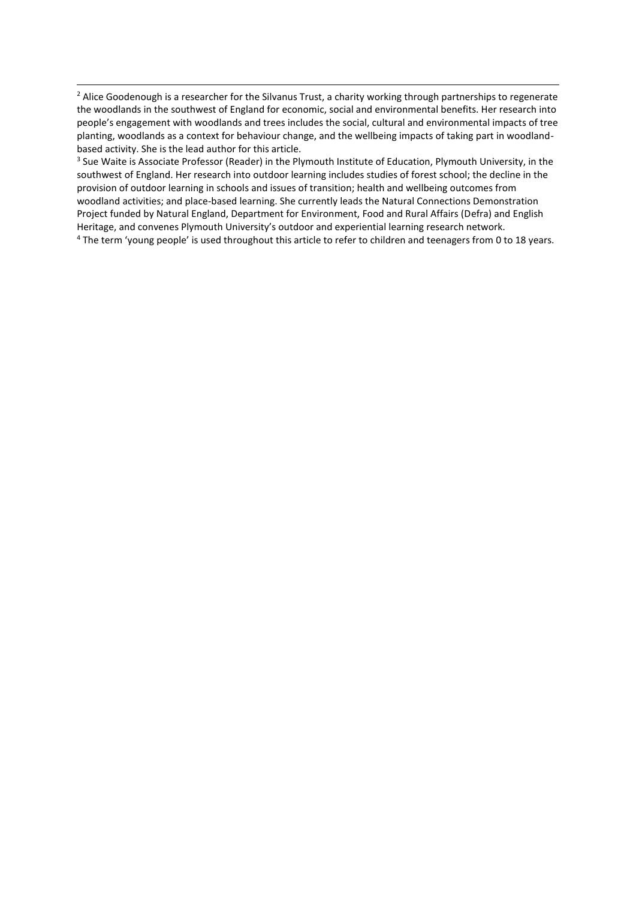[2] Alice Goodenough is a researcher for the Silvanus Trust, a charity working through partnerships to regenerate the woodlands in the southwest of England for economic, social and environmental benefits. Her research into people's engagement with woodlands and trees includes the social, cultural and environmental impacts of tree planting, woodlands as a context for behaviour change, and the wellbeing impacts of taking part in woodland-based activity. She is the lead author for this article.

[3] Sue Waite is Associate Professor (Reader) in the Plymouth Institute of Education, Plymouth University, in the southwest of England. Her research into outdoor learning includes studies of forest school; the decline in the provision of outdoor learning in schools and issues of transition; health and wellbeing outcomes from woodland activities; and place-based learning. She currently leads the Natural Connections Demonstration Project funded by Natural England, Department for Environment, Food and Rural Affairs (Defra) and English Heritage, and convenes Plymouth University's outdoor and experiential learning research network.

[4] The term 'young people' is used throughout this article to refer to children and teenagers from 0 to 18 years.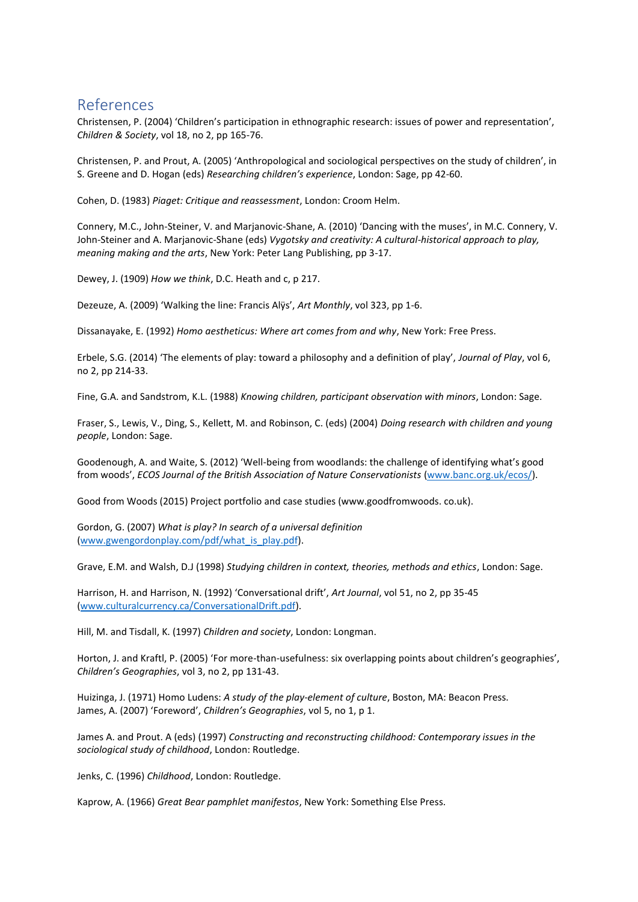## References

Christensen, P. (2004) 'Children's participation in ethnographic research: issues of power and representation', *Children & Society*, vol 18, no 2, pp 165-76.

Christensen, P. and Prout, A. (2005) 'Anthropological and sociological perspectives on the study of children', in S. Greene and D. Hogan (eds) *Researching children's experience*, London: Sage, pp 42-60.

Cohen, D. (1983) *Piaget: Critique and reassessment*, London: Croom Helm.

Connery, M.C., John-Steiner, V. and Marjanovic-Shane, A. (2010) 'Dancing with the muses', in M.C. Connery, V. John-Steiner and A. Marjanovic-Shane (eds) *Vygotsky and creativity: A cultural-historical approach to play, meaning making and the arts*, New York: Peter Lang Publishing, pp 3-17.

Dewey, J. (1909) *How we think*, D.C. Heath and c, p 217.

Dezeuze, A. (2009) 'Walking the line: Francis Alÿs', *Art Monthly*, vol 323, pp 1-6.

Dissanayake, E. (1992) *Homo aestheticus: Where art comes from and why*, New York: Free Press.

Erbele, S.G. (2014) 'The elements of play: toward a philosophy and a definition of play', *Journal of Play*, vol 6, no 2, pp 214-33.

Fine, G.A. and Sandstrom, K.L. (1988) *Knowing children, participant observation with minors*, London: Sage.

Fraser, S., Lewis, V., Ding, S., Kellett, M. and Robinson, C. (eds) (2004) *Doing research with children and young people*, London: Sage.

Goodenough, A. and Waite, S. (2012) 'Well-being from woodlands: the challenge of identifying what's good from woods', *ECOS Journal of the British Association of Nature Conservationists* (www.banc.org.uk/ecos/).

Good from Woods (2015) Project portfolio and case studies (www.goodfromwoods. co.uk).

Gordon, G. (2007) *What is play? In search of a universal definition* (www.gwengordonplay.com/pdf/what_is_play.pdf).

Grave, E.M. and Walsh, D.J (1998) *Studying children in context, theories, methods and ethics*, London: Sage.

Harrison, H. and Harrison, N. (1992) 'Conversational drift', *Art Journal*, vol 51, no 2, pp 35-45 (www.culturalcurrency.ca/ConversationalDrift.pdf).

Hill, M. and Tisdall, K. (1997) *Children and society*, London: Longman.

Horton, J. and Kraftl, P. (2005) 'For more-than-usefulness: six overlapping points about children's geographies', *Children's Geographies*, vol 3, no 2, pp 131-43.

Huizinga, J. (1971) Homo Ludens: *A study of the play-element of culture*, Boston, MA: Beacon Press.
James, A. (2007) 'Foreword', *Children's Geographies*, vol 5, no 1, p 1.

James A. and Prout. A (eds) (1997) *Constructing and reconstructing childhood: Contemporary issues in the sociological study of childhood*, London: Routledge.

Jenks, C. (1996) *Childhood*, London: Routledge.

Kaprow, A. (1966) *Great Bear pamphlet manifestos*, New York: Something Else Press.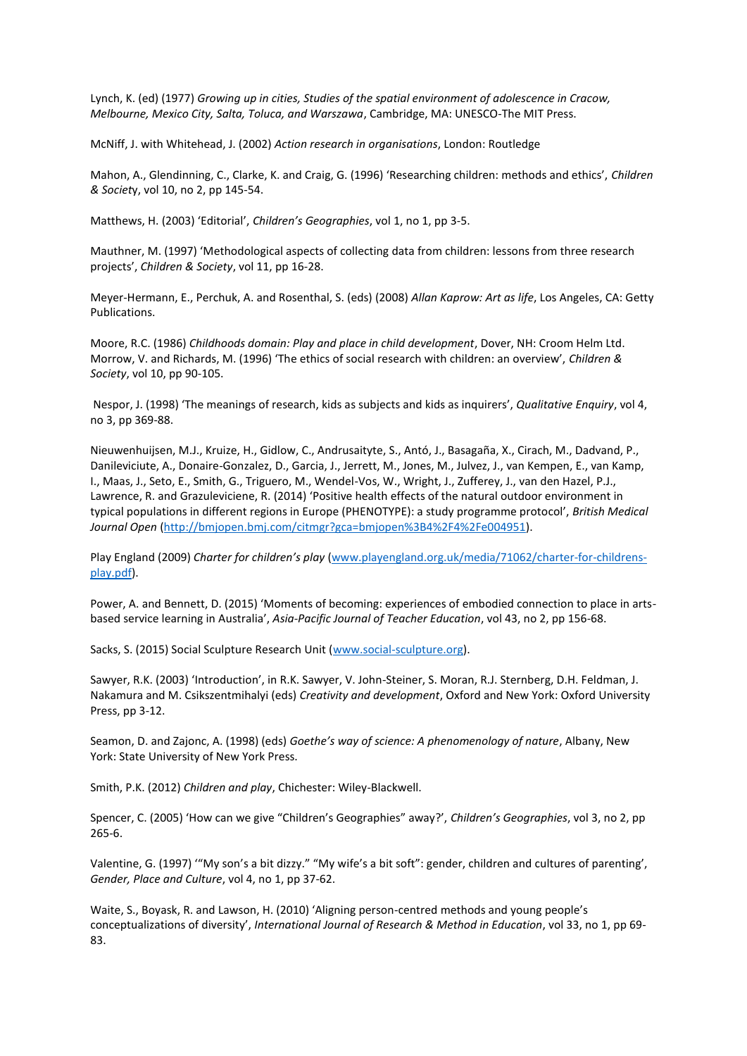Lynch, K. (ed) (1977) *Growing up in cities, Studies of the spatial environment of adolescence in Cracow, Melbourne, Mexico City, Salta, Toluca, and Warszawa*, Cambridge, MA: UNESCO-The MIT Press.

McNiff, J. with Whitehead, J. (2002) *Action research in organisations*, London: Routledge

Mahon, A., Glendinning, C., Clarke, K. and Craig, G. (1996) 'Researching children: methods and ethics', *Children & Society*, vol 10, no 2, pp 145-54.

Matthews, H. (2003) 'Editorial', *Children's Geographies*, vol 1, no 1, pp 3-5.

Mauthner, M. (1997) 'Methodological aspects of collecting data from children: lessons from three research projects', *Children & Society*, vol 11, pp 16-28.

Meyer-Hermann, E., Perchuk, A. and Rosenthal, S. (eds) (2008) *Allan Kaprow: Art as life*, Los Angeles, CA: Getty Publications.

Moore, R.C. (1986) *Childhoods domain: Play and place in child development*, Dover, NH: Croom Helm Ltd.
Morrow, V. and Richards, M. (1996) 'The ethics of social research with children: an overview', *Children & Society*, vol 10, pp 90-105.

Nespor, J. (1998) 'The meanings of research, kids as subjects and kids as inquirers', *Qualitative Enquiry*, vol 4, no 3, pp 369-88.

Nieuwenhuijsen, M.J., Kruize, H., Gidlow, C., Andrusaityte, S., Antó, J., Basagaña, X., Cirach, M., Dadvand, P., Danileviciute, A., Donaire-Gonzalez, D., Garcia, J., Jerrett, M., Jones, M., Julvez, J., van Kempen, E., van Kamp, I., Maas, J., Seto, E., Smith, G., Triguero, M., Wendel-Vos, W., Wright, J., Zufferey, J., van den Hazel, P.J., Lawrence, R. and Grazuleviciene, R. (2014) 'Positive health effects of the natural outdoor environment in typical populations in different regions in Europe (PHENOTYPE): a study programme protocol', *British Medical Journal Open* (http://bmjopen.bmj.com/citmgr?gca=bmjopen%3B4%2F4%2Fe004951).

Play England (2009) *Charter for children's play* (www.playengland.org.uk/media/71062/charter-for-childrens-play.pdf).

Power, A. and Bennett, D. (2015) 'Moments of becoming: experiences of embodied connection to place in arts-based service learning in Australia', *Asia-Pacific Journal of Teacher Education*, vol 43, no 2, pp 156-68.

Sacks, S. (2015) Social Sculpture Research Unit (www.social-sculpture.org).

Sawyer, R.K. (2003) 'Introduction', in R.K. Sawyer, V. John-Steiner, S. Moran, R.J. Sternberg, D.H. Feldman, J. Nakamura and M. Csikszentmihalyi (eds) *Creativity and development*, Oxford and New York: Oxford University Press, pp 3-12.

Seamon, D. and Zajonc, A. (1998) (eds) *Goethe's way of science: A phenomenology of nature*, Albany, New York: State University of New York Press.

Smith, P.K. (2012) *Children and play*, Chichester: Wiley-Blackwell.

Spencer, C. (2005) 'How can we give "Children's Geographies" away?', *Children's Geographies*, vol 3, no 2, pp 265-6.

Valentine, G. (1997) '"My son's a bit dizzy." "My wife's a bit soft": gender, children and cultures of parenting', *Gender, Place and Culture*, vol 4, no 1, pp 37-62.

Waite, S., Boyask, R. and Lawson, H. (2010) 'Aligning person-centred methods and young people's conceptualizations of diversity', *International Journal of Research & Method in Education*, vol 33, no 1, pp 69-83.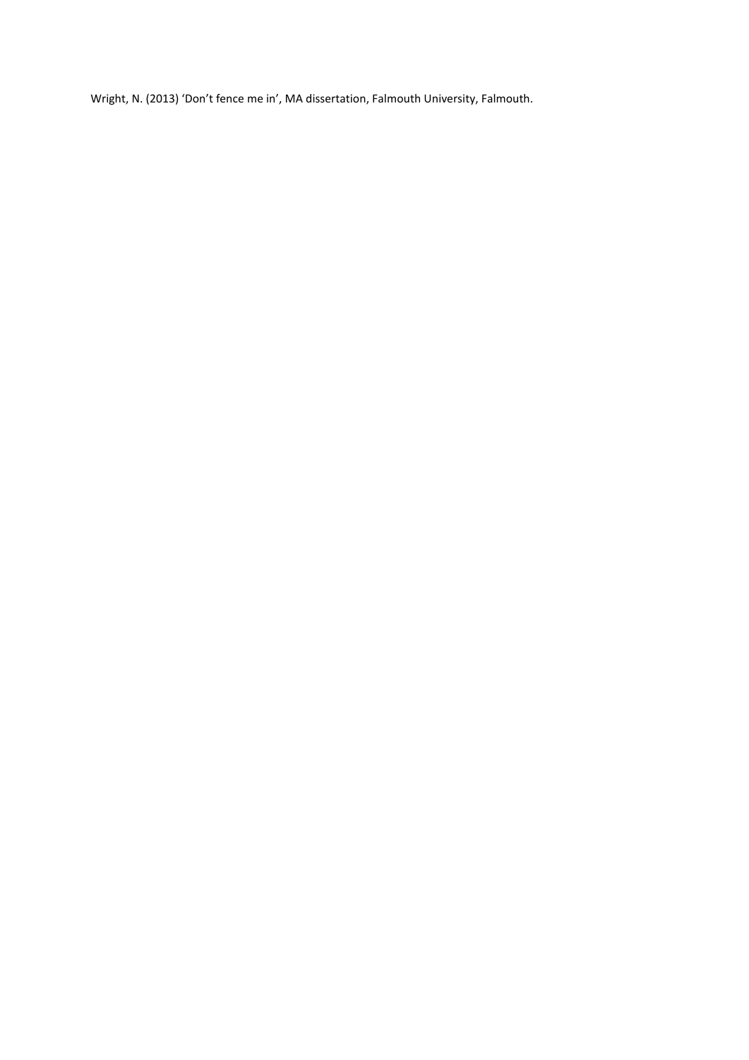Wright, N. (2013) ‘Don’t fence me in’, MA dissertation, Falmouth University, Falmouth.